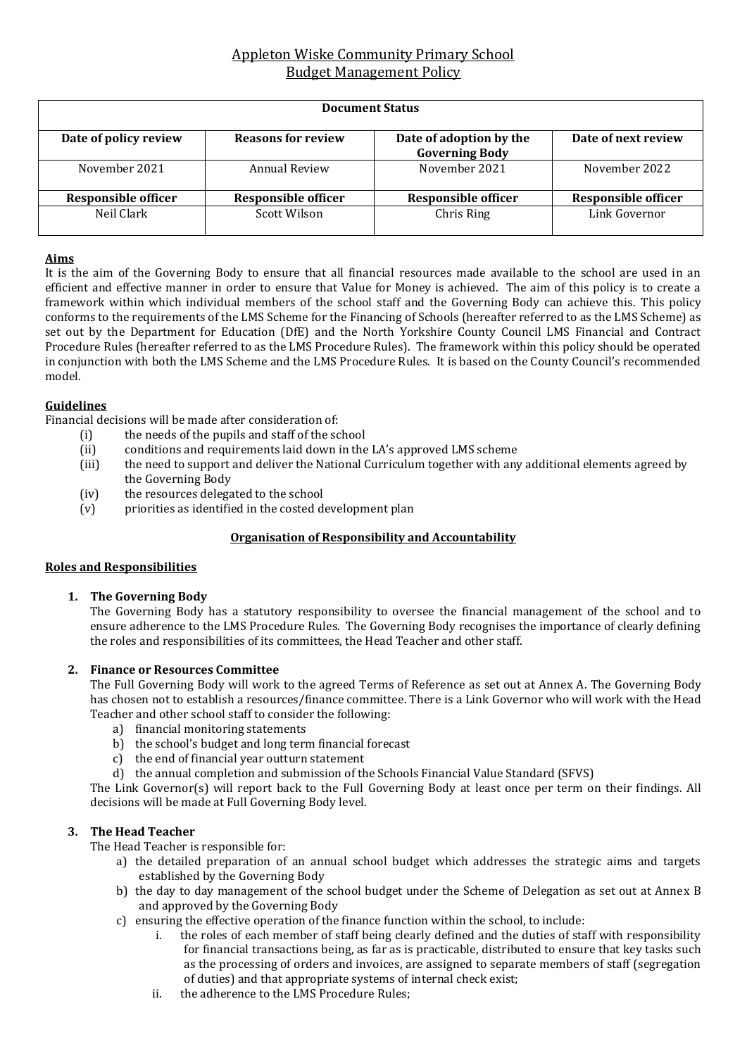# Appleton Wiske Community Primary School
# Budget Management Policy

| Document Status | | | |
|---|---|---|---|
| **Date of policy review** | **Reasons for review** | **Date of adoption by the Governing Body** | **Date of next review** |
| November 2021 | Annual Review | November 2021 | November 2022 |
| **Responsible officer** | **Responsible officer** | **Responsible officer** | **Responsible officer** |
| Neil Clark | Scott Wilson | Chris Ring | Link Governor |

**Aims**

It is the aim of the Governing Body to ensure that all financial resources made available to the school are used in an efficient and effective manner in order to ensure that Value for Money is achieved. The aim of this policy is to create a framework within which individual members of the school staff and the Governing Body can achieve this. This policy conforms to the requirements of the LMS Scheme for the Financing of Schools (hereafter referred to as the LMS Scheme) as set out by the Department for Education (DfE) and the North Yorkshire County Council LMS Financial and Contract Procedure Rules (hereafter referred to as the LMS Procedure Rules). The framework within this policy should be operated in conjunction with both the LMS Scheme and the LMS Procedure Rules. It is based on the County Council's recommended model.

**Guidelines**

Financial decisions will be made after consideration of:

(i) the needs of the pupils and staff of the school
(ii) conditions and requirements laid down in the LA's approved LMS scheme
(iii) the need to support and deliver the National Curriculum together with any additional elements agreed by the Governing Body
(iv) the resources delegated to the school
(v) priorities as identified in the costed development plan

## Organisation of Responsibility and Accountability

### Roles and Responsibilities

**1. The Governing Body**

The Governing Body has a statutory responsibility to oversee the financial management of the school and to ensure adherence to the LMS Procedure Rules. The Governing Body recognises the importance of clearly defining the roles and responsibilities of its committees, the Head Teacher and other staff.

**2. Finance or Resources Committee**

The Full Governing Body will work to the agreed Terms of Reference as set out at Annex A. The Governing Body has chosen not to establish a resources/finance committee. There is a Link Governor who will work with the Head Teacher and other school staff to consider the following:

a) financial monitoring statements
b) the school's budget and long term financial forecast
c) the end of financial year outturn statement
d) the annual completion and submission of the Schools Financial Value Standard (SFVS)

The Link Governor(s) will report back to the Full Governing Body at least once per term on their findings. All decisions will be made at Full Governing Body level.

**3. The Head Teacher**

The Head Teacher is responsible for:

a) the detailed preparation of an annual school budget which addresses the strategic aims and targets established by the Governing Body
b) the day to day management of the school budget under the Scheme of Delegation as set out at Annex B and approved by the Governing Body
c) ensuring the effective operation of the finance function within the school, to include:
    i. the roles of each member of staff being clearly defined and the duties of staff with responsibility for financial transactions being, as far as is practicable, distributed to ensure that key tasks such as the processing of orders and invoices, are assigned to separate members of staff (segregation of duties) and that appropriate systems of internal check exist;
    ii. the adherence to the LMS Procedure Rules;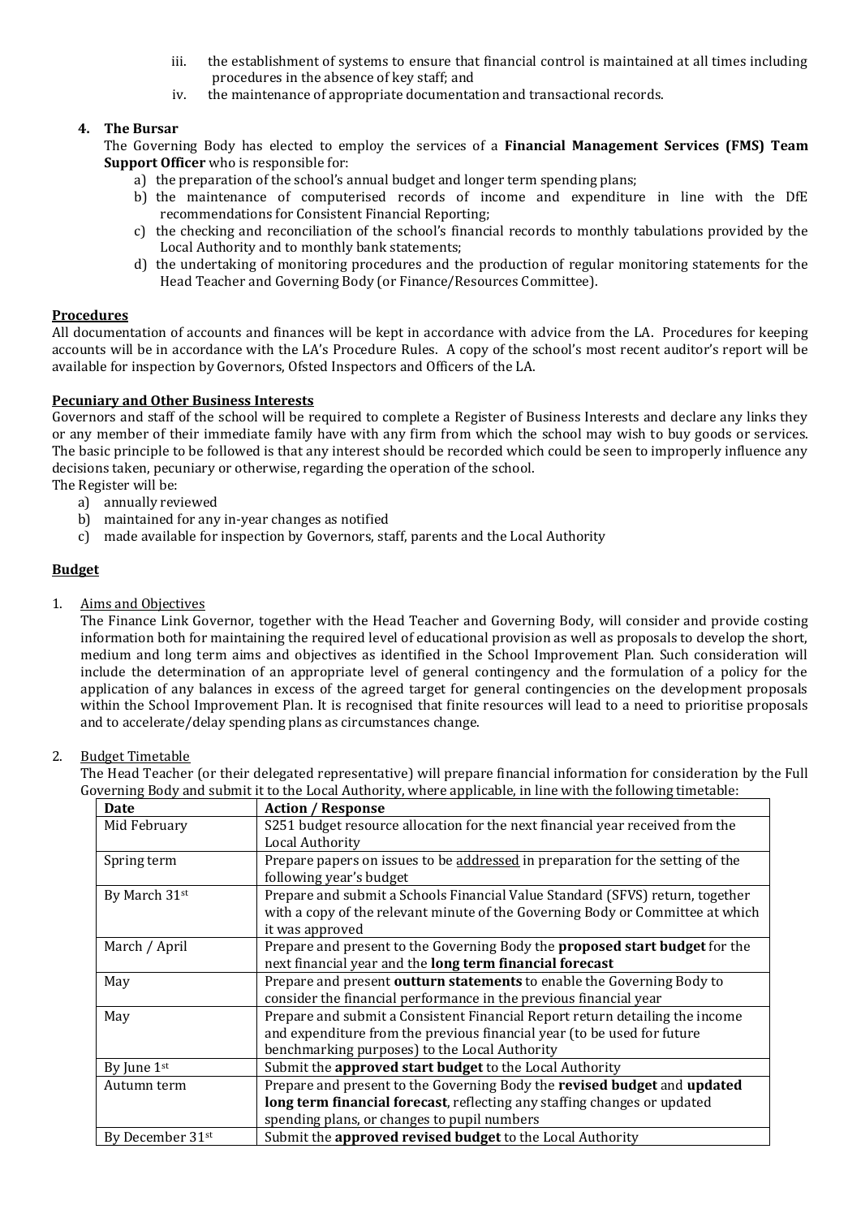iii. the establishment of systems to ensure that financial control is maintained at all times including procedures in the absence of key staff; and
   iv. the maintenance of appropriate documentation and transactional records.

4. **The Bursar**

   The Governing Body has elected to employ the services of a **Financial Management Services (FMS) Team Support Officer** who is responsible for:

   a) the preparation of the school's annual budget and longer term spending plans;
   b) the maintenance of computerised records of income and expenditure in line with the DfE recommendations for Consistent Financial Reporting;
   c) the checking and reconciliation of the school's financial records to monthly tabulations provided by the Local Authority and to monthly bank statements;
   d) the undertaking of monitoring procedures and the production of regular monitoring statements for the Head Teacher and Governing Body (or Finance/Resources Committee).

## Procedures

All documentation of accounts and finances will be kept in accordance with advice from the LA. Procedures for keeping accounts will be in accordance with the LA's Procedure Rules. A copy of the school's most recent auditor's report will be available for inspection by Governors, Ofsted Inspectors and Officers of the LA.

## Pecuniary and Other Business Interests

Governors and staff of the school will be required to complete a Register of Business Interests and declare any links they or any member of their immediate family have with any firm from which the school may wish to buy goods or services. The basic principle to be followed is that any interest should be recorded which could be seen to improperly influence any decisions taken, pecuniary or otherwise, regarding the operation of the school.

The Register will be:

a) annually reviewed
b) maintained for any in-year changes as notified
c) made available for inspection by Governors, staff, parents and the Local Authority

## Budget

1. Aims and Objectives

   The Finance Link Governor, together with the Head Teacher and Governing Body, will consider and provide costing information both for maintaining the required level of educational provision as well as proposals to develop the short, medium and long term aims and objectives as identified in the School Improvement Plan. Such consideration will include the determination of an appropriate level of general contingency and the formulation of a policy for the application of any balances in excess of the agreed target for general contingencies on the development proposals within the School Improvement Plan. It is recognised that finite resources will lead to a need to prioritise proposals and to accelerate/delay spending plans as circumstances change.

2. Budget Timetable

   The Head Teacher (or their delegated representative) will prepare financial information for consideration by the Full Governing Body and submit it to the Local Authority, where applicable, in line with the following timetable:

| Date | Action / Response |
|---|---|
| Mid February | S251 budget resource allocation for the next financial year received from the Local Authority |
| Spring term | Prepare papers on issues to be addressed in preparation for the setting of the following year's budget |
| By March 31st | Prepare and submit a Schools Financial Value Standard (SFVS) return, together with a copy of the relevant minute of the Governing Body or Committee at which it was approved |
| March / April | Prepare and present to the Governing Body the **proposed start budget** for the next financial year and the **long term financial forecast** |
| May | Prepare and present **outturn statements** to enable the Governing Body to consider the financial performance in the previous financial year |
| May | Prepare and submit a Consistent Financial Report return detailing the income and expenditure from the previous financial year (to be used for future benchmarking purposes) to the Local Authority |
| By June 1st | Submit the **approved start budget** to the Local Authority |
| Autumn term | Prepare and present to the Governing Body the **revised budget** and **updated long term financial forecast**, reflecting any staffing changes or updated spending plans, or changes to pupil numbers |
| By December 31st | Submit the **approved revised budget** to the Local Authority |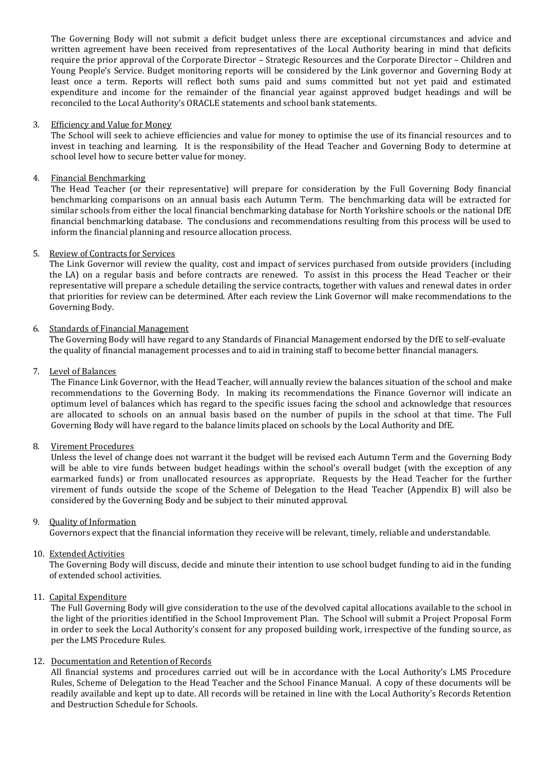The Governing Body will not submit a deficit budget unless there are exceptional circumstances and advice and written agreement have been received from representatives of the Local Authority bearing in mind that deficits require the prior approval of the Corporate Director – Strategic Resources and the Corporate Director – Children and Young People's Service. Budget monitoring reports will be considered by the Link governor and Governing Body at least once a term. Reports will reflect both sums paid and sums committed but not yet paid and estimated expenditure and income for the remainder of the financial year against approved budget headings and will be reconciled to the Local Authority's ORACLE statements and school bank statements.

3. Efficiency and Value for Money

   The School will seek to achieve efficiencies and value for money to optimise the use of its financial resources and to invest in teaching and learning. It is the responsibility of the Head Teacher and Governing Body to determine at school level how to secure better value for money.

4. Financial Benchmarking

   The Head Teacher (or their representative) will prepare for consideration by the Full Governing Body financial benchmarking comparisons on an annual basis each Autumn Term. The benchmarking data will be extracted for similar schools from either the local financial benchmarking database for North Yorkshire schools or the national DfE financial benchmarking database. The conclusions and recommendations resulting from this process will be used to inform the financial planning and resource allocation process.

5. Review of Contracts for Services

   The Link Governor will review the quality, cost and impact of services purchased from outside providers (including the LA) on a regular basis and before contracts are renewed. To assist in this process the Head Teacher or their representative will prepare a schedule detailing the service contracts, together with values and renewal dates in order that priorities for review can be determined. After each review the Link Governor will make recommendations to the Governing Body.

6. Standards of Financial Management

   The Governing Body will have regard to any Standards of Financial Management endorsed by the DfE to self-evaluate the quality of financial management processes and to aid in training staff to become better financial managers.

7. Level of Balances

   The Finance Link Governor, with the Head Teacher, will annually review the balances situation of the school and make recommendations to the Governing Body. In making its recommendations the Finance Governor will indicate an optimum level of balances which has regard to the specific issues facing the school and acknowledge that resources are allocated to schools on an annual basis based on the number of pupils in the school at that time. The Full Governing Body will have regard to the balance limits placed on schools by the Local Authority and DfE.

8. Virement Procedures

   Unless the level of change does not warrant it the budget will be revised each Autumn Term and the Governing Body will be able to vire funds between budget headings within the school's overall budget (with the exception of any earmarked funds) or from unallocated resources as appropriate. Requests by the Head Teacher for the further virement of funds outside the scope of the Scheme of Delegation to the Head Teacher (Appendix B) will also be considered by the Governing Body and be subject to their minuted approval.

9. Quality of Information

   Governors expect that the financial information they receive will be relevant, timely, reliable and understandable.

10. Extended Activities

    The Governing Body will discuss, decide and minute their intention to use school budget funding to aid in the funding of extended school activities.

11. Capital Expenditure

    The Full Governing Body will give consideration to the use of the devolved capital allocations available to the school in the light of the priorities identified in the School Improvement Plan. The School will submit a Project Proposal Form in order to seek the Local Authority's consent for any proposed building work, irrespective of the funding source, as per the LMS Procedure Rules.

12. Documentation and Retention of Records

    All financial systems and procedures carried out will be in accordance with the Local Authority's LMS Procedure Rules, Scheme of Delegation to the Head Teacher and the School Finance Manual. A copy of these documents will be readily available and kept up to date. All records will be retained in line with the Local Authority's Records Retention and Destruction Schedule for Schools.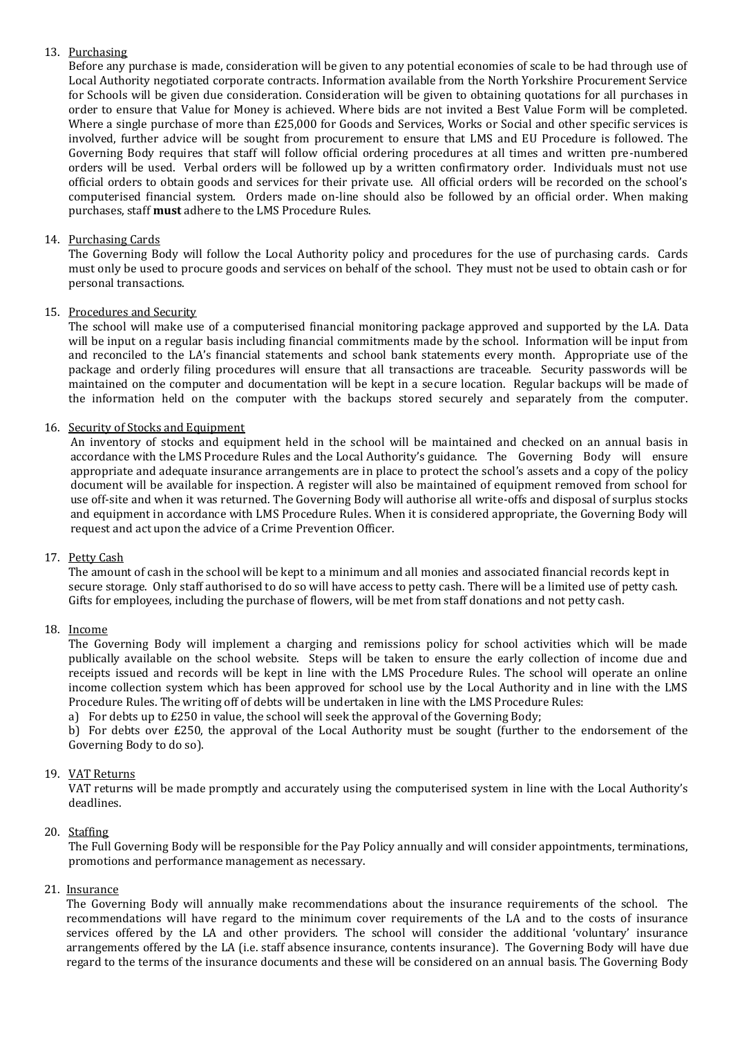13. Purchasing

    Before any purchase is made, consideration will be given to any potential economies of scale to be had through use of Local Authority negotiated corporate contracts. Information available from the North Yorkshire Procurement Service for Schools will be given due consideration. Consideration will be given to obtaining quotations for all purchases in order to ensure that Value for Money is achieved. Where bids are not invited a Best Value Form will be completed. Where a single purchase of more than £25,000 for Goods and Services, Works or Social and other specific services is involved, further advice will be sought from procurement to ensure that LMS and EU Procedure is followed. The Governing Body requires that staff will follow official ordering procedures at all times and written pre-numbered orders will be used. Verbal orders will be followed up by a written confirmatory order. Individuals must not use official orders to obtain goods and services for their private use. All official orders will be recorded on the school's computerised financial system. Orders made on-line should also be followed by an official order. When making purchases, staff **must** adhere to the LMS Procedure Rules.

14. Purchasing Cards

    The Governing Body will follow the Local Authority policy and procedures for the use of purchasing cards. Cards must only be used to procure goods and services on behalf of the school. They must not be used to obtain cash or for personal transactions.

15. Procedures and Security

    The school will make use of a computerised financial monitoring package approved and supported by the LA. Data will be input on a regular basis including financial commitments made by the school. Information will be input from and reconciled to the LA's financial statements and school bank statements every month. Appropriate use of the package and orderly filing procedures will ensure that all transactions are traceable. Security passwords will be maintained on the computer and documentation will be kept in a secure location. Regular backups will be made of the information held on the computer with the backups stored securely and separately from the computer.

16. Security of Stocks and Equipment

    An inventory of stocks and equipment held in the school will be maintained and checked on an annual basis in accordance with the LMS Procedure Rules and the Local Authority's guidance. The Governing Body will ensure appropriate and adequate insurance arrangements are in place to protect the school's assets and a copy of the policy document will be available for inspection. A register will also be maintained of equipment removed from school for use off-site and when it was returned. The Governing Body will authorise all write-offs and disposal of surplus stocks and equipment in accordance with LMS Procedure Rules. When it is considered appropriate, the Governing Body will request and act upon the advice of a Crime Prevention Officer.

17. Petty Cash

    The amount of cash in the school will be kept to a minimum and all monies and associated financial records kept in secure storage. Only staff authorised to do so will have access to petty cash. There will be a limited use of petty cash. Gifts for employees, including the purchase of flowers, will be met from staff donations and not petty cash.

18. Income

    The Governing Body will implement a charging and remissions policy for school activities which will be made publically available on the school website. Steps will be taken to ensure the early collection of income due and receipts issued and records will be kept in line with the LMS Procedure Rules. The school will operate an online income collection system which has been approved for school use by the Local Authority and in line with the LMS Procedure Rules. The writing off of debts will be undertaken in line with the LMS Procedure Rules:

    a) For debts up to £250 in value, the school will seek the approval of the Governing Body;

    b) For debts over £250, the approval of the Local Authority must be sought (further to the endorsement of the Governing Body to do so).

19. VAT Returns

    VAT returns will be made promptly and accurately using the computerised system in line with the Local Authority's deadlines.

20. Staffing

    The Full Governing Body will be responsible for the Pay Policy annually and will consider appointments, terminations, promotions and performance management as necessary.

21. Insurance

    The Governing Body will annually make recommendations about the insurance requirements of the school. The recommendations will have regard to the minimum cover requirements of the LA and to the costs of insurance services offered by the LA and other providers. The school will consider the additional 'voluntary' insurance arrangements offered by the LA (i.e. staff absence insurance, contents insurance). The Governing Body will have due regard to the terms of the insurance documents and these will be considered on an annual basis. The Governing Body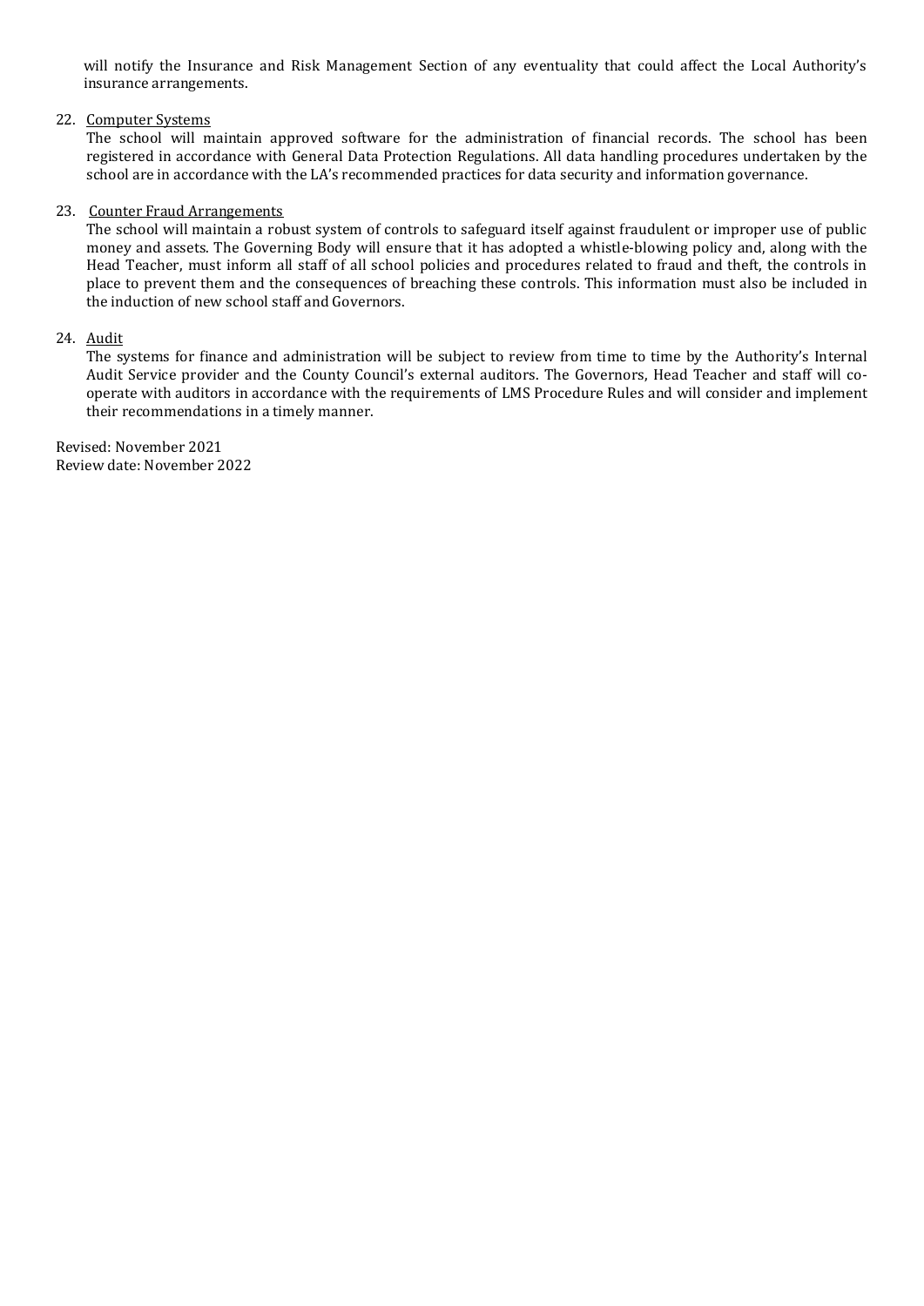will notify the Insurance and Risk Management Section of any eventuality that could affect the Local Authority's insurance arrangements.

22. Computer Systems

    The school will maintain approved software for the administration of financial records. The school has been registered in accordance with General Data Protection Regulations. All data handling procedures undertaken by the school are in accordance with the LA's recommended practices for data security and information governance.

23. Counter Fraud Arrangements

    The school will maintain a robust system of controls to safeguard itself against fraudulent or improper use of public money and assets. The Governing Body will ensure that it has adopted a whistle-blowing policy and, along with the Head Teacher, must inform all staff of all school policies and procedures related to fraud and theft, the controls in place to prevent them and the consequences of breaching these controls. This information must also be included in the induction of new school staff and Governors.

24. Audit

    The systems for finance and administration will be subject to review from time to time by the Authority's Internal Audit Service provider and the County Council's external auditors. The Governors, Head Teacher and staff will co-operate with auditors in accordance with the requirements of LMS Procedure Rules and will consider and implement their recommendations in a timely manner.

Revised: November 2021
Review date: November 2022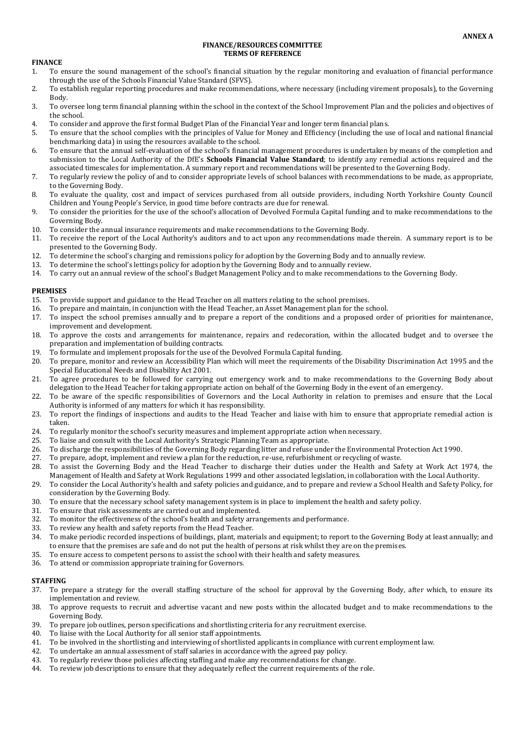**ANNEX A**

# FINANCE/RESOURCES COMMITTEE
## TERMS OF REFERENCE

### FINANCE

1. To ensure the sound management of the school's financial situation by the regular monitoring and evaluation of financial performance through the use of the Schools Financial Value Standard (SFVS).
2. To establish regular reporting procedures and make recommendations, where necessary (including virement proposals), to the Governing Body.
3. To oversee long term financial planning within the school in the context of the School Improvement Plan and the policies and objectives of the school.
4. To consider and approve the first formal Budget Plan of the Financial Year and longer term financial plans.
5. To ensure that the school complies with the principles of Value for Money and Efficiency (including the use of local and national financial benchmarking data) in using the resources available to the school.
6. To ensure that the annual self-evaluation of the school's financial management procedures is undertaken by means of the completion and submission to the Local Authority of the DfE's **Schools Financial Value Standard**; to identify any remedial actions required and the associated timescales for implementation. A summary report and recommendations will be presented to the Governing Body.
7. To regularly review the policy of and to consider appropriate levels of school balances with recommendations to be made, as appropriate, to the Governing Body.
8. To evaluate the quality, cost and impact of services purchased from all outside providers, including North Yorkshire County Council Children and Young People's Service, in good time before contracts are due for renewal.
9. To consider the priorities for the use of the school's allocation of Devolved Formula Capital funding and to make recommendations to the Governing Body.
10. To consider the annual insurance requirements and make recommendations to the Governing Body.
11. To receive the report of the Local Authority's auditors and to act upon any recommendations made therein. A summary report is to be presented to the Governing Body.
12. To determine the school's charging and remissions policy for adoption by the Governing Body and to annually review.
13. To determine the school's lettings policy for adoption by the Governing Body and to annually review.
14. To carry out an annual review of the school's Budget Management Policy and to make recommendations to the Governing Body.

### PREMISES

15. To provide support and guidance to the Head Teacher on all matters relating to the school premises.
16. To prepare and maintain, in conjunction with the Head Teacher, an Asset Management plan for the school.
17. To inspect the school premises annually and to prepare a report of the conditions and a proposed order of priorities for maintenance, improvement and development.
18. To approve the costs and arrangements for maintenance, repairs and redecoration, within the allocated budget and to oversee the preparation and implementation of building contracts.
19. To formulate and implement proposals for the use of the Devolved Formula Capital funding.
20. To prepare, monitor and review an Accessibility Plan which will meet the requirements of the Disability Discrimination Act 1995 and the Special Educational Needs and Disability Act 2001.
21. To agree procedures to be followed for carrying out emergency work and to make recommendations to the Governing Body about delegation to the Head Teacher for taking appropriate action on behalf of the Governing Body in the event of an emergency.
22. To be aware of the specific responsibilities of Governors and the Local Authority in relation to premises and ensure that the Local Authority is informed of any matters for which it has responsibility.
23. To report the findings of inspections and audits to the Head Teacher and liaise with him to ensure that appropriate remedial action is taken.
24. To regularly monitor the school's security measures and implement appropriate action when necessary.
25. To liaise and consult with the Local Authority's Strategic Planning Team as appropriate.
26. To discharge the responsibilities of the Governing Body regarding litter and refuse under the Environmental Protection Act 1990.
27. To prepare, adopt, implement and review a plan for the reduction, re-use, refurbishment or recycling of waste.
28. To assist the Governing Body and the Head Teacher to discharge their duties under the Health and Safety at Work Act 1974, the Management of Health and Safety at Work Regulations 1999 and other associated legislation, in collaboration with the Local Authority.
29. To consider the Local Authority's health and safety policies and guidance, and to prepare and review a School Health and Safety Policy, for consideration by the Governing Body.
30. To ensure that the necessary school safety management system is in place to implement the health and safety policy.
31. To ensure that risk assessments are carried out and implemented.
32. To monitor the effectiveness of the school's health and safety arrangements and performance.
33. To review any health and safety reports from the Head Teacher.
34. To make periodic recorded inspections of buildings, plant, materials and equipment; to report to the Governing Body at least annually; and to ensure that the premises are safe and do not put the health of persons at risk whilst they are on the premises.
35. To ensure access to competent persons to assist the school with their health and safety measures.
36. To attend or commission appropriate training for Governors.

### STAFFING

37. To prepare a strategy for the overall staffing structure of the school for approval by the Governing Body, after which, to ensure its implementation and review.
38. To approve requests to recruit and advertise vacant and new posts within the allocated budget and to make recommendations to the Governing Body.
39. To prepare job outlines, person specifications and shortlisting criteria for any recruitment exercise.
40. To liaise with the Local Authority for all senior staff appointments.
41. To be involved in the shortlisting and interviewing of shortlisted applicants in compliance with current employment law.
42. To undertake an annual assessment of staff salaries in accordance with the agreed pay policy.
43. To regularly review those policies affecting staffing and make any recommendations for change.
44. To review job descriptions to ensure that they adequately reflect the current requirements of the role.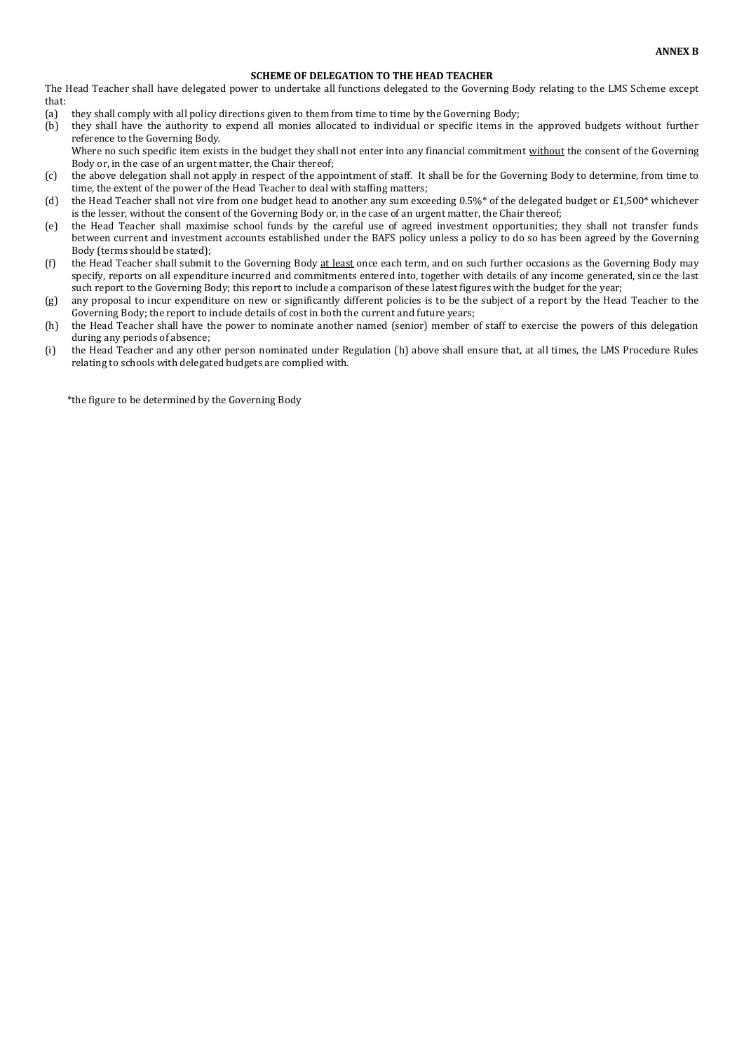**ANNEX B**

**SCHEME OF DELEGATION TO THE HEAD TEACHER**

The Head Teacher shall have delegated power to undertake all functions delegated to the Governing Body relating to the LMS Scheme except that:

(a) they shall comply with all policy directions given to them from time to time by the Governing Body;

(b) they shall have the authority to expend all monies allocated to individual or specific items in the approved budgets without further reference to the Governing Body.
Where no such specific item exists in the budget they shall not enter into any financial commitment <u>without</u> the consent of the Governing Body or, in the case of an urgent matter, the Chair thereof;

(c) the above delegation shall not apply in respect of the appointment of staff. It shall be for the Governing Body to determine, from time to time, the extent of the power of the Head Teacher to deal with staffing matters;

(d) the Head Teacher shall not vire from one budget head to another any sum exceeding 0.5%* of the delegated budget or £1,500* whichever is the lesser, without the consent of the Governing Body or, in the case of an urgent matter, the Chair thereof;

(e) the Head Teacher shall maximise school funds by the careful use of agreed investment opportunities; they shall not transfer funds between current and investment accounts established under the BAFS policy unless a policy to do so has been agreed by the Governing Body (terms should be stated);

(f) the Head Teacher shall submit to the Governing Body <u>at least</u> once each term, and on such further occasions as the Governing Body may specify, reports on all expenditure incurred and commitments entered into, together with details of any income generated, since the last such report to the Governing Body; this report to include a comparison of these latest figures with the budget for the year;

(g) any proposal to incur expenditure on new or significantly different policies is to be the subject of a report by the Head Teacher to the Governing Body; the report to include details of cost in both the current and future years;

(h) the Head Teacher shall have the power to nominate another named (senior) member of staff to exercise the powers of this delegation during any periods of absence;

(i) the Head Teacher and any other person nominated under Regulation (h) above shall ensure that, at all times, the LMS Procedure Rules relating to schools with delegated budgets are complied with.

*the figure to be determined by the Governing Body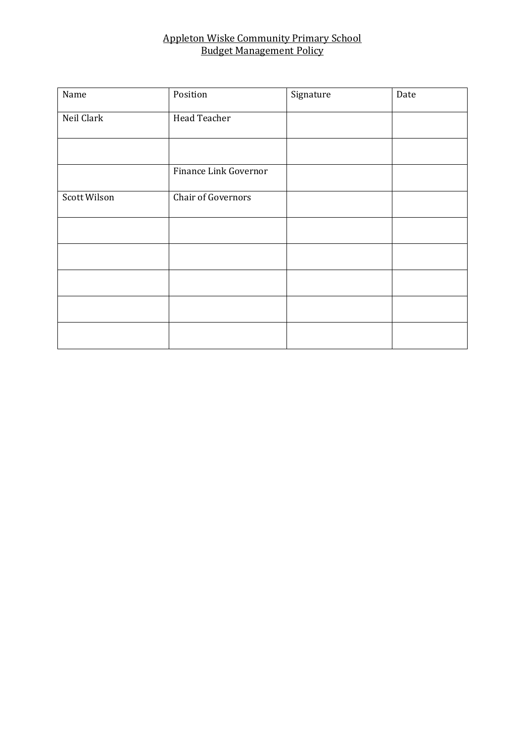Appleton Wiske Community Primary School
Budget Management Policy

| Name | Position | Signature | Date |
|---|---|---|---|
| Neil Clark | Head Teacher | | |
| | | | |
| | Finance Link Governor | | |
| Scott Wilson | Chair of Governors | | |
| | | | |
| | | | |
| | | | |
| | | | |
| | | | |